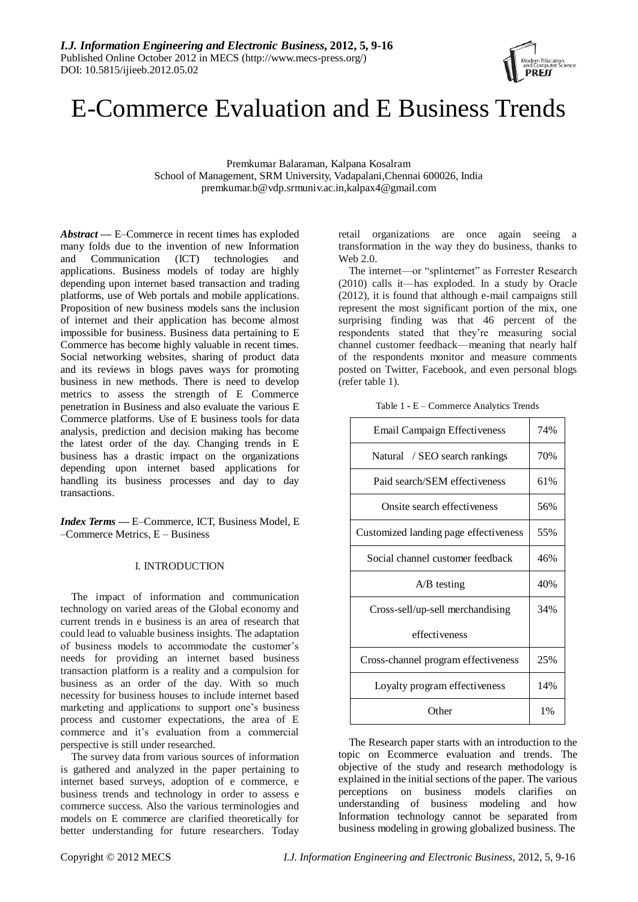# E-Commerce Evaluation and E Business Trends

Premkumar Balaraman, Kalpana Kosalram
School of Management, SRM University, Vadapalani,Chennai 600026, India
premkumar.b@vdp.srmuniv.ac.in,kalpax4@gmail.com

***Abstract*** **—** E–Commerce in recent times has exploded many folds due to the invention of new Information and Communication (ICT) technologies and applications. Business models of today are highly depending upon internet based transaction and trading platforms, use of Web portals and mobile applications. Proposition of new business models sans the inclusion of internet and their application has become almost impossible for business. Business data pertaining to E Commerce has become highly valuable in recent times. Social networking websites, sharing of product data and its reviews in blogs paves ways for promoting business in new methods. There is need to develop metrics to assess the strength of E Commerce penetration in Business and also evaluate the various E Commerce platforms. Use of E business tools for data analysis, prediction and decision making has become the latest order of the day. Changing trends in E business has a drastic impact on the organizations depending upon internet based applications for handling its business processes and day to day transactions.

***Index Terms*** **—** E–Commerce, ICT, Business Model, E –Commerce Metrics, E – Business

## I. INTRODUCTION

The impact of information and communication technology on varied areas of the Global economy and current trends in e business is an area of research that could lead to valuable business insights. The adaptation of business models to accommodate the customer's needs for providing an internet based business transaction platform is a reality and a compulsion for business as an order of the day. With so much necessity for business houses to include internet based marketing and applications to support one's business process and customer expectations, the area of E commerce and it's evaluation from a commercial perspective is still under researched.

The survey data from various sources of information is gathered and analyzed in the paper pertaining to internet based surveys, adoption of e commerce, e business trends and technology in order to assess e commerce success. Also the various terminologies and models on E commerce are clarified theoretically for better understanding for future researchers. Today retail organizations are once again seeing a transformation in the way they do business, thanks to Web 2.0.

The internet—or "splinternet" as Forrester Research (2010) calls it—has exploded. In a study by Oracle (2012), it is found that although e-mail campaigns still represent the most significant portion of the mix, one surprising finding was that 46 percent of the respondents stated that they're measuring social channel customer feedback—meaning that nearly half of the respondents monitor and measure comments posted on Twitter, Facebook, and even personal blogs (refer table 1).

Table 1 - E – Commerce Analytics Trends

| | |
|---|---|
| Email Campaign Effectiveness | 74% |
| Natural / SEO search rankings | 70% |
| Paid search/SEM effectiveness | 61% |
| Onsite search effectiveness | 56% |
| Customized landing page effectiveness | 55% |
| Social channel customer feedback | 46% |
| A/B testing | 40% |
| Cross-sell/up-sell merchandising effectiveness | 34% |
| Cross-channel program effectiveness | 25% |
| Loyalty program effectiveness | 14% |
| Other | 1% |

The Research paper starts with an introduction to the topic on Ecommerce evaluation and trends. The objective of the study and research methodology is explained in the initial sections of the paper. The various perceptions on business models clarifies on understanding of business modeling and how Information technology cannot be separated from business modeling in growing globalized business. The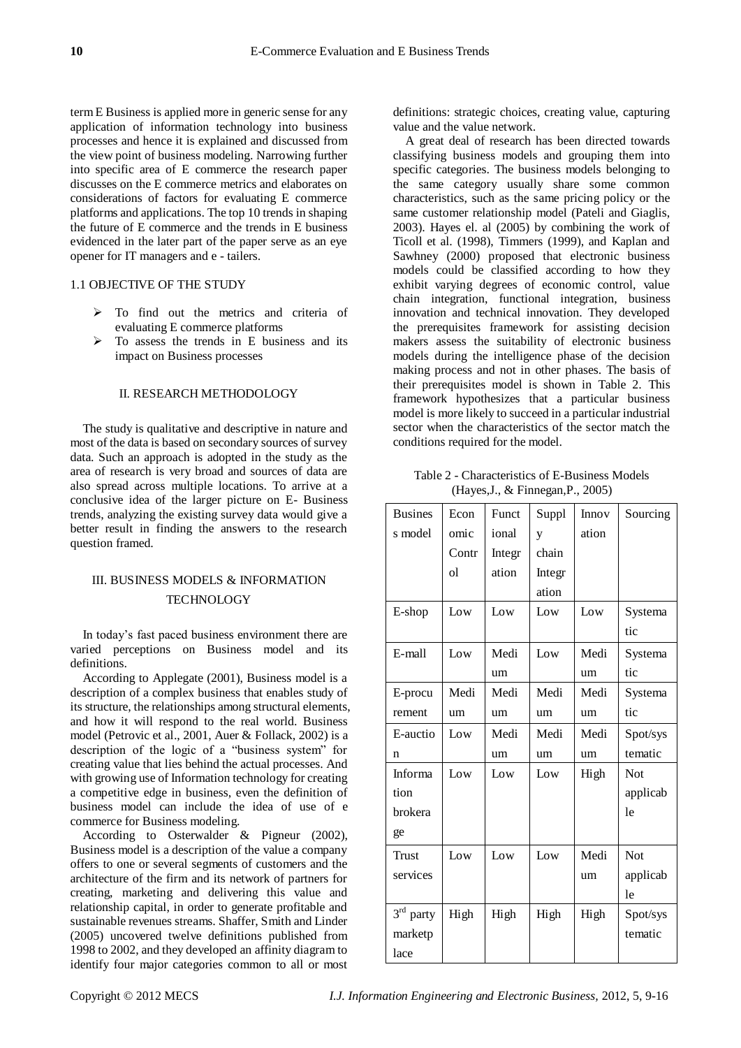term E Business is applied more in generic sense for any application of information technology into business processes and hence it is explained and discussed from the view point of business modeling. Narrowing further into specific area of E commerce the research paper discusses on the E commerce metrics and elaborates on considerations of factors for evaluating E commerce platforms and applications. The top 10 trends in shaping the future of E commerce and the trends in E business evidenced in the later part of the paper serve as an eye opener for IT managers and e - tailers.

### 1.1 OBJECTIVE OF THE STUDY

- To find out the metrics and criteria of evaluating E commerce platforms
- To assess the trends in E business and its impact on Business processes

## II. RESEARCH METHODOLOGY

The study is qualitative and descriptive in nature and most of the data is based on secondary sources of survey data. Such an approach is adopted in the study as the area of research is very broad and sources of data are also spread across multiple locations. To arrive at a conclusive idea of the larger picture on E- Business trends, analyzing the existing survey data would give a better result in finding the answers to the research question framed.

## III. BUSINESS MODELS & INFORMATION TECHNOLOGY

In today's fast paced business environment there are varied perceptions on Business model and its definitions.

According to Applegate (2001), Business model is a description of a complex business that enables study of its structure, the relationships among structural elements, and how it will respond to the real world. Business model (Petrovic et al., 2001, Auer & Follack, 2002) is a description of the logic of a "business system" for creating value that lies behind the actual processes. And with growing use of Information technology for creating a competitive edge in business, even the definition of business model can include the idea of use of e commerce for Business modeling.

According to Osterwalder & Pigneur (2002), Business model is a description of the value a company offers to one or several segments of customers and the architecture of the firm and its network of partners for creating, marketing and delivering this value and relationship capital, in order to generate profitable and sustainable revenues streams. Shaffer, Smith and Linder (2005) uncovered twelve definitions published from 1998 to 2002, and they developed an affinity diagram to identify four major categories common to all or most definitions: strategic choices, creating value, capturing value and the value network.

A great deal of research has been directed towards classifying business models and grouping them into specific categories. The business models belonging to the same category usually share some common characteristics, such as the same pricing policy or the same customer relationship model (Pateli and Giaglis, 2003). Hayes el. al (2005) by combining the work of Ticoll et al. (1998), Timmers (1999), and Kaplan and Sawhney (2000) proposed that electronic business models could be classified according to how they exhibit varying degrees of economic control, value chain integration, functional integration, business innovation and technical innovation. They developed the prerequisites framework for assisting decision makers assess the suitability of electronic business models during the intelligence phase of the decision making process and not in other phases. The basis of their prerequisites model is shown in Table 2. This framework hypothesizes that a particular business model is more likely to succeed in a particular industrial sector when the characteristics of the sector match the conditions required for the model.

Table 2 - Characteristics of E-Business Models (Hayes,J., & Finnegan,P., 2005)

| Business model | Economic Control | Functional Integration | Supply chain Integration | Innovation | Sourcing |
|---|---|---|---|---|---|
| E-shop | Low | Low | Low | Low | Systematic |
| E-mall | Low | Medium | Low | Medium | Systematic |
| E-procurement | Medium | Medium | Medium | Medium | Systematic |
| E-auction | Low | Medium | Medium | Medium | Spot/systematic |
| Information brokerage | Low | Low | Low | High | Not applicable |
| Trust services | Low | Low | Low | Medium | Not applicable |
| 3rd party marketplace | High | High | High | High | Spot/systematic |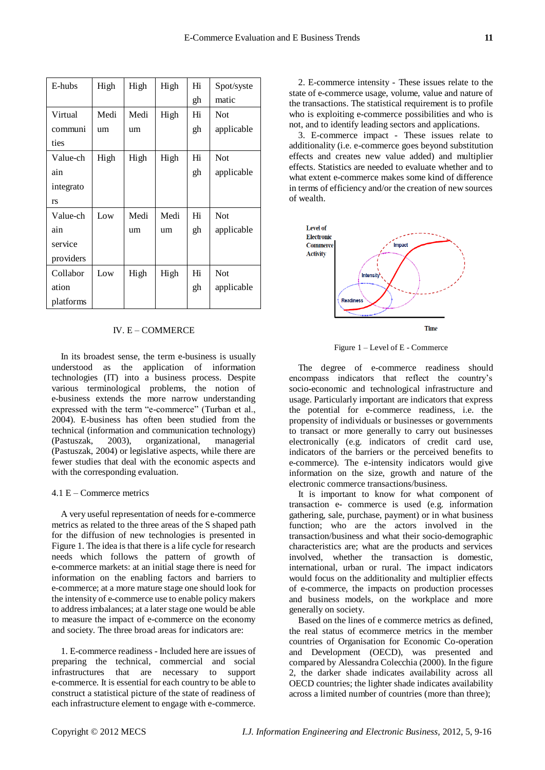| E-hubs | High | High | High | High | Spot/systematic |
|---|---|---|---|---|---|
| Virtual communities | Medium | Medium | High | High | Not applicable |
| Value-chain integrators | High | High | High | High | Not applicable |
| Value-chain service providers | Low | Medium | Medium | High | Not applicable |
| Collaboration platforms | Low | High | High | High | Not applicable |

## IV. E – COMMERCE

In its broadest sense, the term e-business is usually understood as the application of information technologies (IT) into a business process. Despite various terminological problems, the notion of e-business extends the more narrow understanding expressed with the term "e-commerce" (Turban et al., 2004). E-business has often been studied from the technical (information and communication technology) (Pastuszak, 2003), organizational, managerial (Pastuszak, 2004) or legislative aspects, while there are fewer studies that deal with the economic aspects and with the corresponding evaluation.

### 4.1 E – Commerce metrics

A very useful representation of needs for e-commerce metrics as related to the three areas of the S shaped path for the diffusion of new technologies is presented in Figure 1. The idea is that there is a life cycle for research needs which follows the pattern of growth of e-commerce markets: at an initial stage there is need for information on the enabling factors and barriers to e-commerce; at a more mature stage one should look for the intensity of e-commerce use to enable policy makers to address imbalances; at a later stage one would be able to measure the impact of e-commerce on the economy and society. The three broad areas for indicators are:

1. E-commerce readiness - Included here are issues of preparing the technical, commercial and social infrastructures that are necessary to support e-commerce. It is essential for each country to be able to construct a statistical picture of the state of readiness of each infrastructure element to engage with e-commerce.

2. E-commerce intensity - These issues relate to the state of e-commerce usage, volume, value and nature of the transactions. The statistical requirement is to profile who is exploiting e-commerce possibilities and who is not, and to identify leading sectors and applications.

3. E-commerce impact - These issues relate to additionality (i.e. e-commerce goes beyond substitution effects and creates new value added) and multiplier effects. Statistics are needed to evaluate whether and to what extent e-commerce makes some kind of difference in terms of efficiency and/or the creation of new sources of wealth.

Figure 1 – Level of E - Commerce

The degree of e-commerce readiness should encompass indicators that reflect the country's socio-economic and technological infrastructure and usage. Particularly important are indicators that express the potential for e-commerce readiness, i.e. the propensity of individuals or businesses or governments to transact or more generally to carry out businesses electronically (e.g. indicators of credit card use, indicators of the barriers or the perceived benefits to e-commerce). The e-intensity indicators would give information on the size, growth and nature of the electronic commerce transactions/business.

It is important to know for what component of transaction e- commerce is used (e.g. information gathering, sale, purchase, payment) or in what business function; who are the actors involved in the transaction/business and what their socio-demographic characteristics are; what are the products and services involved, whether the transaction is domestic, international, urban or rural. The impact indicators would focus on the additionality and multiplier effects of e-commerce, the impacts on production processes and business models, on the workplace and more generally on society.

Based on the lines of e commerce metrics as defined, the real status of ecommerce metrics in the member countries of Organisation for Economic Co-operation and Development (OECD), was presented and compared by Alessandra Colecchia (2000). In the figure 2, the darker shade indicates availability across all OECD countries; the lighter shade indicates availability across a limited number of countries (more than three);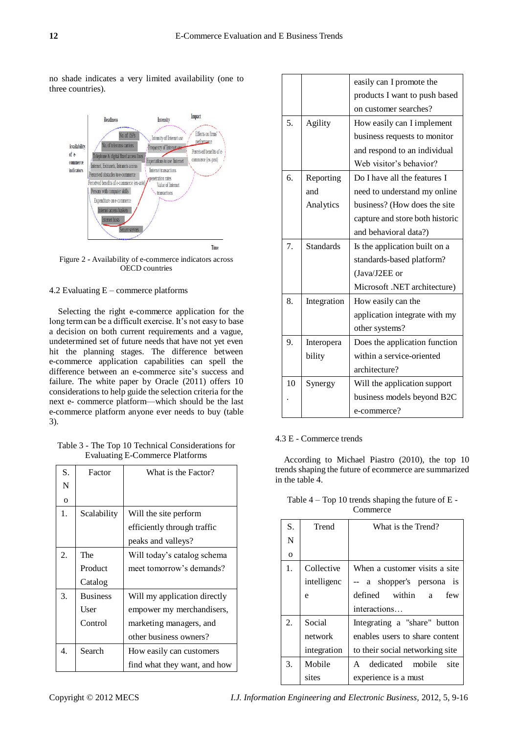no shade indicates a very limited availability (one to three countries).

Figure 2 - Availability of e-commerce indicators across OECD countries

### 4.2 Evaluating E – commerce platforms

Selecting the right e-commerce application for the long term can be a difficult exercise. It's not easy to base a decision on both current requirements and a vague, undetermined set of future needs that have not yet even hit the planning stages. The difference between e-commerce application capabilities can spell the difference between an e-commerce site's success and failure. The white paper by Oracle (2011) offers 10 considerations to help guide the selection criteria for the next e- commerce platform—which should be the last e-commerce platform anyone ever needs to buy (table 3).

Table 3 - The Top 10 Technical Considerations for Evaluating E-Commerce Platforms

| S. No | Factor | What is the Factor? |
|---|---|---|
| 1. | Scalability | Will the site perform efficiently through traffic peaks and valleys? |
| 2. | The Product Catalog | Will today's catalog schema meet tomorrow's demands? |
| 3. | Business User Control | Will my application directly empower my merchandisers, marketing managers, and other business owners? |
| 4. | Search | How easily can customers find what they want, and how easily can I promote the products I want to push based on customer searches? |
| 5. | Agility | How easily can I implement business requests to monitor and respond to an individual Web visitor's behavior? |
| 6. | Reporting and Analytics | Do I have all the features I need to understand my online business? (How does the site capture and store both historic and behavioral data?) |
| 7. | Standards | Is the application built on a standards-based platform? (Java/J2EE or Microsoft .NET architecture) |
| 8. | Integration | How easily can the application integrate with my other systems? |
| 9. | Interoperability | Does the application function within a service-oriented architecture? |
| 10. | Synergy | Will the application support business models beyond B2C e-commerce? |

### 4.3 E - Commerce trends

According to Michael Piastro (2010), the top 10 trends shaping the future of ecommerce are summarized in the table 4.

Table 4 – Top 10 trends shaping the future of E - Commerce

| S. No | Trend | What is the Trend? |
|---|---|---|
| 1. | Collective intelligence | When a customer visits a site -- a shopper's persona is defined within a few interactions… |
| 2. | Social network integration | Integrating a "share" button enables users to share content to their social networking site |
| 3. | Mobile sites | A dedicated mobile site experience is a must |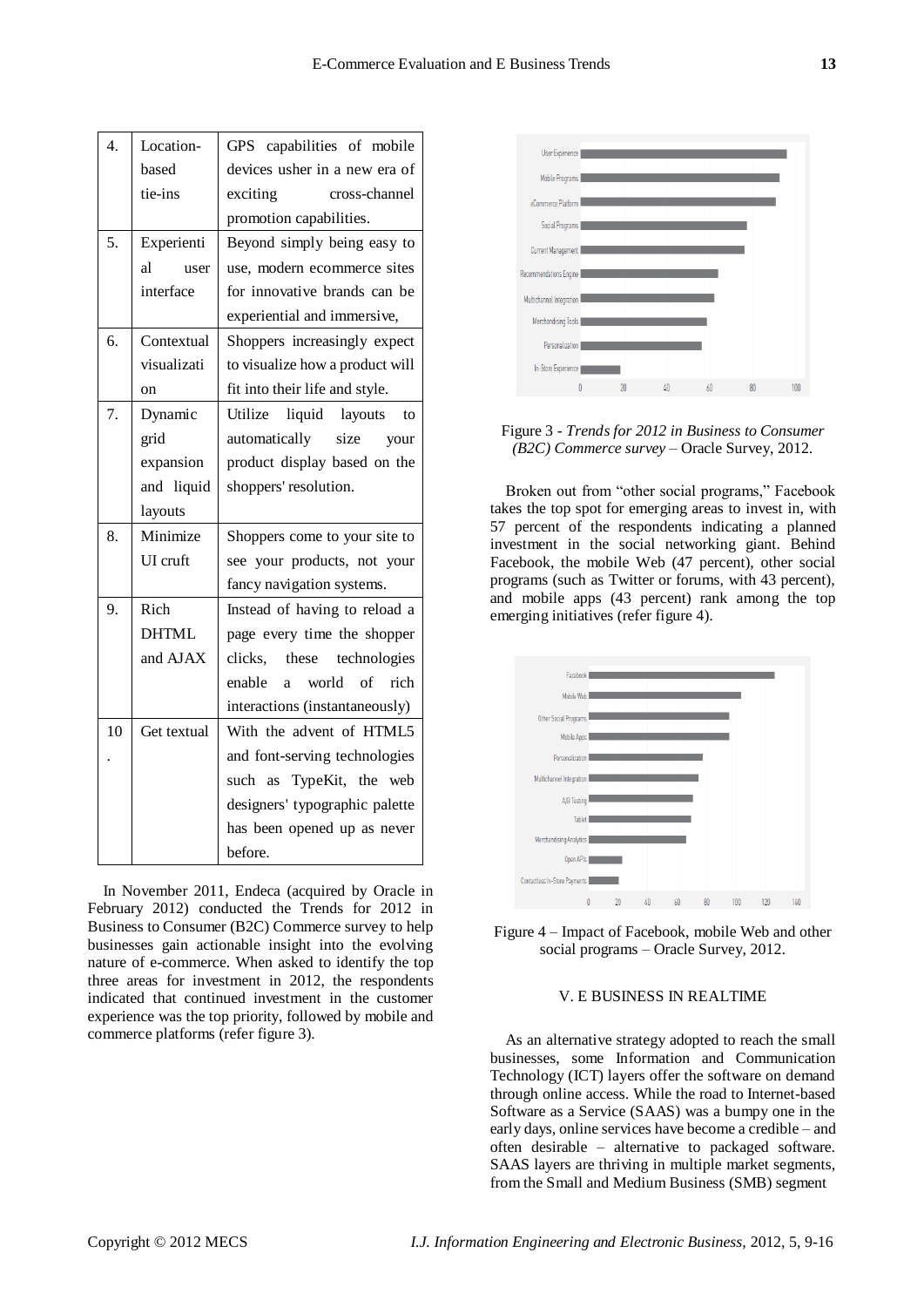| 4. | Location-based tie-ins | GPS capabilities of mobile devices usher in a new era of exciting cross-channel promotion capabilities. |
|---|---|---|
| 5. | Experiential user interface | Beyond simply being easy to use, modern ecommerce sites for innovative brands can be experiential and immersive, |
| 6. | Contextual visualization | Shoppers increasingly expect to visualize how a product will fit into their life and style. |
| 7. | Dynamic grid expansion and liquid layouts | Utilize liquid layouts to automatically size your product display based on the shoppers' resolution. |
| 8. | Minimize UI cruft | Shoppers come to your site to see your products, not your fancy navigation systems. |
| 9. | Rich DHTML and AJAX | Instead of having to reload a page every time the shopper clicks, these technologies enable a world of rich interactions (instantaneously) |
| 10. | Get textual | With the advent of HTML5 and font-serving technologies such as TypeKit, the web designers' typographic palette has been opened up as never before. |

In November 2011, Endeca (acquired by Oracle in February 2012) conducted the Trends for 2012 in Business to Consumer (B2C) Commerce survey to help businesses gain actionable insight into the evolving nature of e-commerce. When asked to identify the top three areas for investment in 2012, the respondents indicated that continued investment in the customer experience was the top priority, followed by mobile and commerce platforms (refer figure 3).

Figure 3 - *Trends for 2012 in Business to Consumer (B2C) Commerce survey* – Oracle Survey, 2012.

Broken out from "other social programs," Facebook takes the top spot for emerging areas to invest in, with 57 percent of the respondents indicating a planned investment in the social networking giant. Behind Facebook, the mobile Web (47 percent), other social programs (such as Twitter or forums, with 43 percent), and mobile apps (43 percent) rank among the top emerging initiatives (refer figure 4).

Figure 4 – Impact of Facebook, mobile Web and other social programs – Oracle Survey, 2012.

## V. E BUSINESS IN REALTIME

As an alternative strategy adopted to reach the small businesses, some Information and Communication Technology (ICT) layers offer the software on demand through online access. While the road to Internet-based Software as a Service (SAAS) was a bumpy one in the early days, online services have become a credible – and often desirable – alternative to packaged software. SAAS layers are thriving in multiple market segments, from the Small and Medium Business (SMB) segment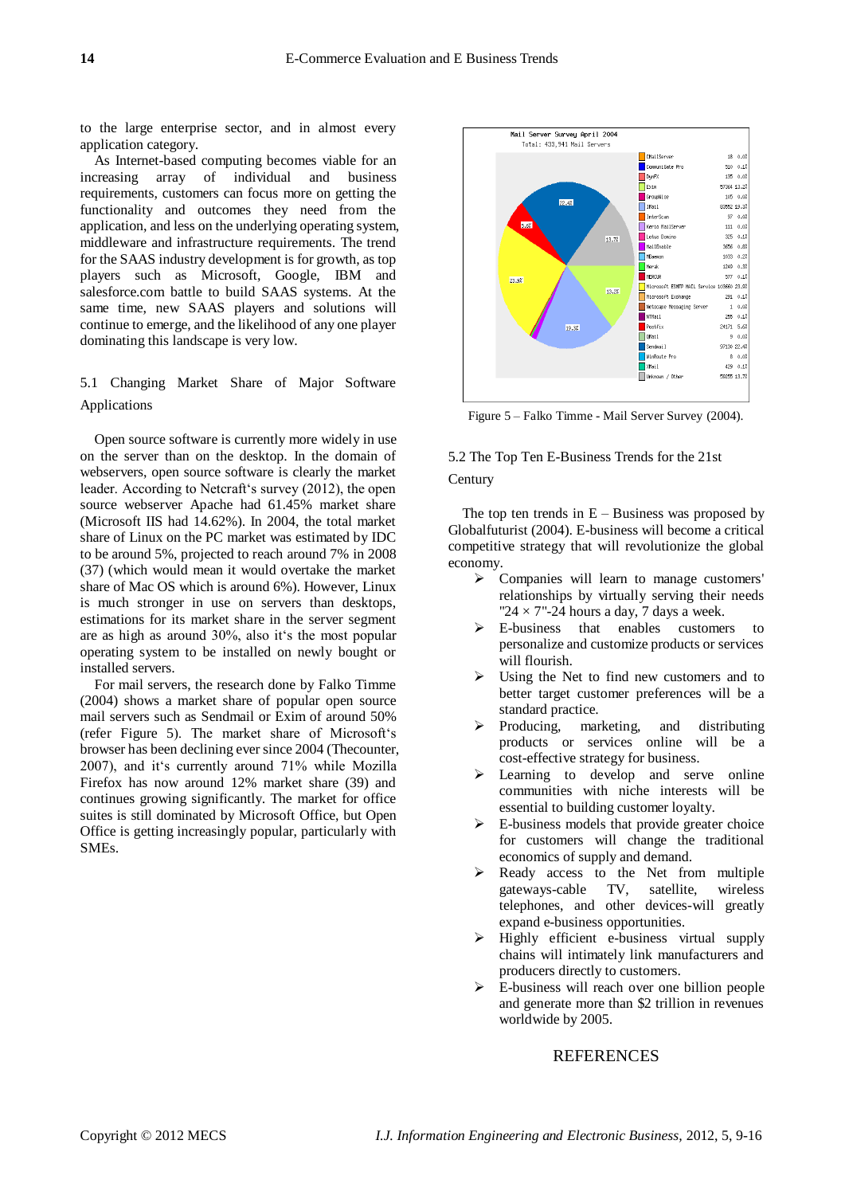to the large enterprise sector, and in almost every application category.

As Internet-based computing becomes viable for an increasing array of individual and business requirements, customers can focus more on getting the functionality and outcomes they need from the application, and less on the underlying operating system, middleware and infrastructure requirements. The trend for the SAAS industry development is for growth, as top players such as Microsoft, Google, IBM and salesforce.com battle to build SAAS systems. At the same time, new SAAS players and solutions will continue to emerge, and the likelihood of any one player dominating this landscape is very low.

## 5.1 Changing Market Share of Major Software Applications

Open source software is currently more widely in use on the server than on the desktop. In the domain of webservers, open source software is clearly the market leader. According to Netcraft's survey (2012), the open source webserver Apache had 61.45% market share (Microsoft IIS had 14.62%). In 2004, the total market share of Linux on the PC market was estimated by IDC to be around 5%, projected to reach around 7% in 2008 (37) (which would mean it would overtake the market share of Mac OS which is around 6%). However, Linux is much stronger in use on servers than desktops, estimations for its market share in the server segment are as high as around 30%, also it's the most popular operating system to be installed on newly bought or installed servers.

For mail servers, the research done by Falko Timme (2004) shows a market share of popular open source mail servers such as Sendmail or Exim of around 50% (refer Figure 5). The market share of Microsoft's browser has been declining ever since 2004 (Thecounter, 2007), and it's currently around 71% while Mozilla Firefox has now around 12% market share (39) and continues growing significantly. The market for office suites is still dominated by Microsoft Office, but Open Office is getting increasingly popular, particularly with SMEs.

Figure 5 – Falko Timme - Mail Server Survey (2004).

## 5.2 The Top Ten E-Business Trends for the 21st Century

The top ten trends in E – Business was proposed by Globalfuturist (2004). E-business will become a critical competitive strategy that will revolutionize the global economy.

- Companies will learn to manage customers' relationships by virtually serving their needs "24 × 7"-24 hours a day, 7 days a week.
- E-business that enables customers to personalize and customize products or services will flourish.
- Using the Net to find new customers and to better target customer preferences will be a standard practice.
- Producing, marketing, and distributing products or services online will be a cost-effective strategy for business.
- Learning to develop and serve online communities with niche interests will be essential to building customer loyalty.
- E-business models that provide greater choice for customers will change the traditional economics of supply and demand.
- Ready access to the Net from multiple gateways-cable TV, satellite, wireless telephones, and other devices-will greatly expand e-business opportunities.
- Highly efficient e-business virtual supply chains will intimately link manufacturers and producers directly to customers.
- E-business will reach over one billion people and generate more than $2 trillion in revenues worldwide by 2005.

## REFERENCES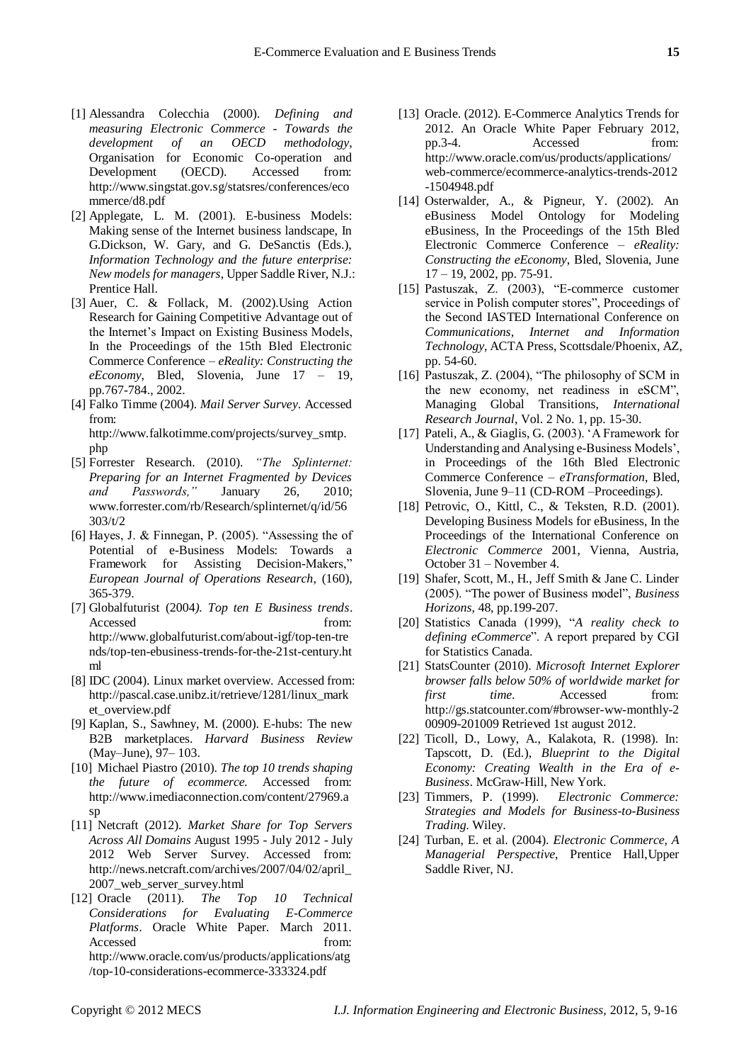[1] Alessandra Colecchia (2000). *Defining and measuring Electronic Commerce - Towards the development of an OECD methodology*, Organisation for Economic Co-operation and Development (OECD). Accessed from: http://www.singstat.gov.sg/statsres/conferences/ecommerce/d8.pdf

[2] Applegate, L. M. (2001). E-business Models: Making sense of the Internet business landscape, In G.Dickson, W. Gary, and G. DeSanctis (Eds.), *Information Technology and the future enterprise: New models for managers*, Upper Saddle River, N.J.: Prentice Hall.

[3] Auer, C. & Follack, M. (2002).Using Action Research for Gaining Competitive Advantage out of the Internet's Impact on Existing Business Models, In the Proceedings of the 15th Bled Electronic Commerce Conference – *eReality: Constructing the eEconomy*, Bled, Slovenia, June 17 – 19, pp.767-784., 2002.

[4] Falko Timme (2004). *Mail Server Survey*. Accessed from: http://www.falkotimme.com/projects/survey_smtp.php

[5] Forrester Research. (2010). *"The Splinternet: Preparing for an Internet Fragmented by Devices and Passwords,"* January 26, 2010; www.forrester.com/rb/Research/splinternet/q/id/56303/t/2

[6] Hayes, J. & Finnegan, P. (2005). "Assessing the of Potential of e-Business Models: Towards a Framework for Assisting Decision-Makers," *European Journal of Operations Research*, (160), 365-379.

[7] Globalfuturist (2004). *Top ten E Business trends*. Accessed from: http://www.globalfuturist.com/about-igf/top-ten-trends/top-ten-ebusiness-trends-for-the-21st-century.html

[8] IDC (2004). Linux market overview. Accessed from: http://pascal.case.unibz.it/retrieve/1281/linux_market_overview.pdf

[9] Kaplan, S., Sawhney, M. (2000). E-hubs: The new B2B marketplaces. *Harvard Business Review* (May–June), 97– 103.

[10] Michael Piastro (2010). *The top 10 trends shaping the future of ecommerce.* Accessed from: http://www.imediaconnection.com/content/27969.asp

[11] Netcraft (2012). *Market Share for Top Servers Across All Domains* August 1995 - July 2012 - July 2012 Web Server Survey. Accessed from: http://news.netcraft.com/archives/2007/04/02/april_2007_web_server_survey.html

[12] Oracle (2011). *The Top 10 Technical Considerations for Evaluating E-Commerce Platforms*. Oracle White Paper. March 2011. Accessed from: http://www.oracle.com/us/products/applications/atg/top-10-considerations-ecommerce-333324.pdf

[13] Oracle. (2012). E-Commerce Analytics Trends for 2012. An Oracle White Paper February 2012, pp.3-4. Accessed from: http://www.oracle.com/us/products/applications/web-commerce/ecommerce-analytics-trends-2012-1504948.pdf

[14] Osterwalder, A., & Pigneur, Y. (2002). An eBusiness Model Ontology for Modeling eBusiness, In the Proceedings of the 15th Bled Electronic Commerce Conference – *eReality: Constructing the eEconomy*, Bled, Slovenia, June 17 – 19, 2002, pp. 75-91.

[15] Pastuszak, Z. (2003), "E-commerce customer service in Polish computer stores", Proceedings of the Second IASTED International Conference on *Communications, Internet and Information Technology*, ACTA Press, Scottsdale/Phoenix, AZ, pp. 54-60.

[16] Pastuszak, Z. (2004), "The philosophy of SCM in the new economy, net readiness in eSCM", Managing Global Transitions, *International Research Journal*, Vol. 2 No. 1, pp. 15-30.

[17] Pateli, A., & Giaglis, G. (2003). 'A Framework for Understanding and Analysing e-Business Models', in Proceedings of the 16th Bled Electronic Commerce Conference – *eTransformation*, Bled, Slovenia, June 9–11 (CD-ROM –Proceedings).

[18] Petrovic, O., Kittl, C., & Teksten, R.D. (2001). Developing Business Models for eBusiness, In the Proceedings of the International Conference on *Electronic Commerce* 2001, Vienna, Austria, October 31 – November 4.

[19] Shafer, Scott, M., H., Jeff Smith & Jane C. Linder (2005). "The power of Business model", *Business Horizons*, 48, pp.199-207.

[20] Statistics Canada (1999), "*A reality check to defining eCommerce*". A report prepared by CGI for Statistics Canada.

[21] StatsCounter (2010). *Microsoft Internet Explorer browser falls below 50% of worldwide market for first time*. Accessed from: http://gs.statcounter.com/#browser-ww-monthly-200909-201009 Retrieved 1st august 2012.

[22] Ticoll, D., Lowy, A., Kalakota, R. (1998). In: Tapscott, D. (Ed.), *Blueprint to the Digital Economy: Creating Wealth in the Era of e-Business*. McGraw-Hill, New York.

[23] Timmers, P. (1999). *Electronic Commerce: Strategies and Models for Business-to-Business Trading.* Wiley.

[24] Turban, E. et al. (2004). *Electronic Commerce, A Managerial Perspective*, Prentice Hall,Upper Saddle River, NJ.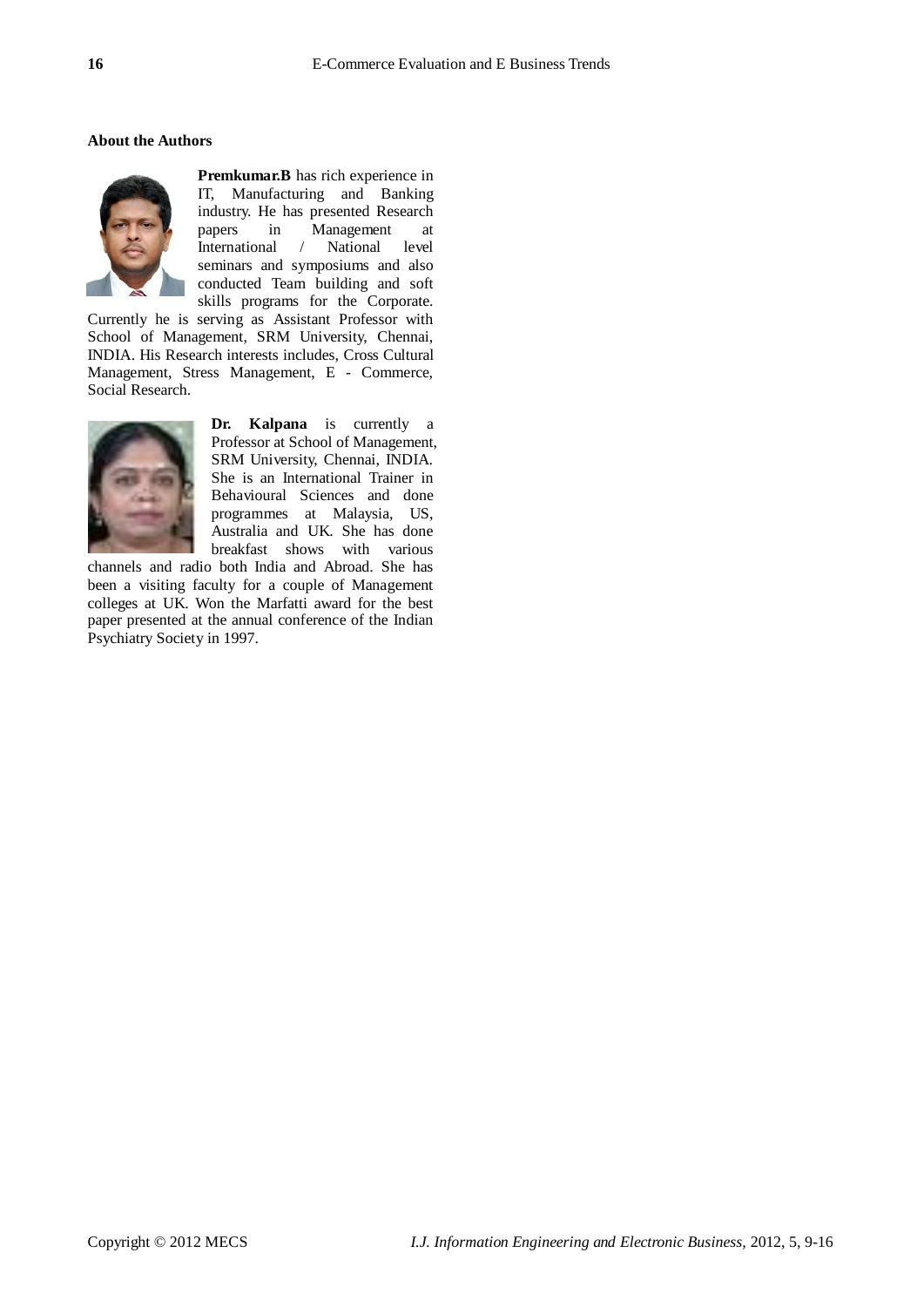**About the Authors**

**Premkumar.B** has rich experience in IT, Manufacturing and Banking industry. He has presented Research papers in Management at International / National level seminars and symposiums and also conducted Team building and soft skills programs for the Corporate. Currently he is serving as Assistant Professor with School of Management, SRM University, Chennai, INDIA. His Research interests includes, Cross Cultural Management, Stress Management, E - Commerce, Social Research.

**Dr. Kalpana** is currently a Professor at School of Management, SRM University, Chennai, INDIA. She is an International Trainer in Behavioural Sciences and done programmes at Malaysia, US, Australia and UK. She has done breakfast shows with various channels and radio both India and Abroad. She has been a visiting faculty for a couple of Management colleges at UK. Won the Marfatti award for the best paper presented at the annual conference of the Indian Psychiatry Society in 1997.